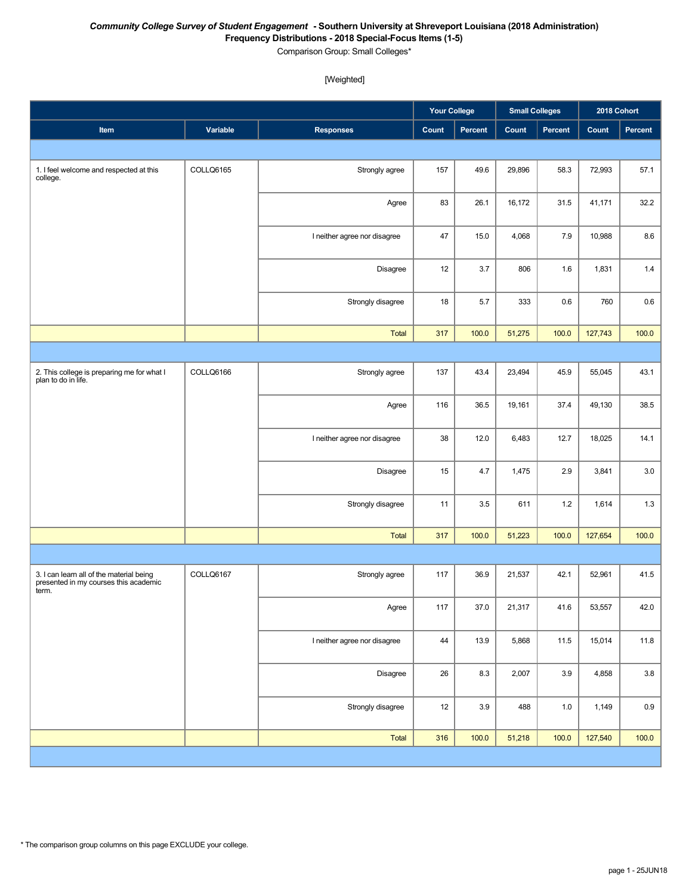***Community College Survey of Student Engagement* - Southern University at Shreveport Louisiana (2018 Administration)**
**Frequency Distributions - 2018 Special-Focus Items (1-5)**
Comparison Group: Small Colleges*

[Weighted]

| | | | Your College | | Small Colleges | | 2018 Cohort | |
|---|---|---|---|---|---|---|---|---|
| **Item** | **Variable** | **Responses** | **Count** | **Percent** | **Count** | **Percent** | **Count** | **Percent** |
| 1. I feel welcome and respected at this college. | COLLQ6165 | Strongly agree | 157 | 49.6 | 29,896 | 58.3 | 72,993 | 57.1 |
| | | Agree | 83 | 26.1 | 16,172 | 31.5 | 41,171 | 32.2 |
| | | I neither agree nor disagree | 47 | 15.0 | 4,068 | 7.9 | 10,988 | 8.6 |
| | | Disagree | 12 | 3.7 | 806 | 1.6 | 1,831 | 1.4 |
| | | Strongly disagree | 18 | 5.7 | 333 | 0.6 | 760 | 0.6 |
| | | Total | 317 | 100.0 | 51,275 | 100.0 | 127,743 | 100.0 |
| 2. This college is preparing me for what I plan to do in life. | COLLQ6166 | Strongly agree | 137 | 43.4 | 23,494 | 45.9 | 55,045 | 43.1 |
| | | Agree | 116 | 36.5 | 19,161 | 37.4 | 49,130 | 38.5 |
| | | I neither agree nor disagree | 38 | 12.0 | 6,483 | 12.7 | 18,025 | 14.1 |
| | | Disagree | 15 | 4.7 | 1,475 | 2.9 | 3,841 | 3.0 |
| | | Strongly disagree | 11 | 3.5 | 611 | 1.2 | 1,614 | 1.3 |
| | | Total | 317 | 100.0 | 51,223 | 100.0 | 127,654 | 100.0 |
| 3. I can learn all of the material being presented in my courses this academic term. | COLLQ6167 | Strongly agree | 117 | 36.9 | 21,537 | 42.1 | 52,961 | 41.5 |
| | | Agree | 117 | 37.0 | 21,317 | 41.6 | 53,557 | 42.0 |
| | | I neither agree nor disagree | 44 | 13.9 | 5,868 | 11.5 | 15,014 | 11.8 |
| | | Disagree | 26 | 8.3 | 2,007 | 3.9 | 4,858 | 3.8 |
| | | Strongly disagree | 12 | 3.9 | 488 | 1.0 | 1,149 | 0.9 |
| | | Total | 316 | 100.0 | 51,218 | 100.0 | 127,540 | 100.0 |

* The comparison group columns on this page EXCLUDE your college.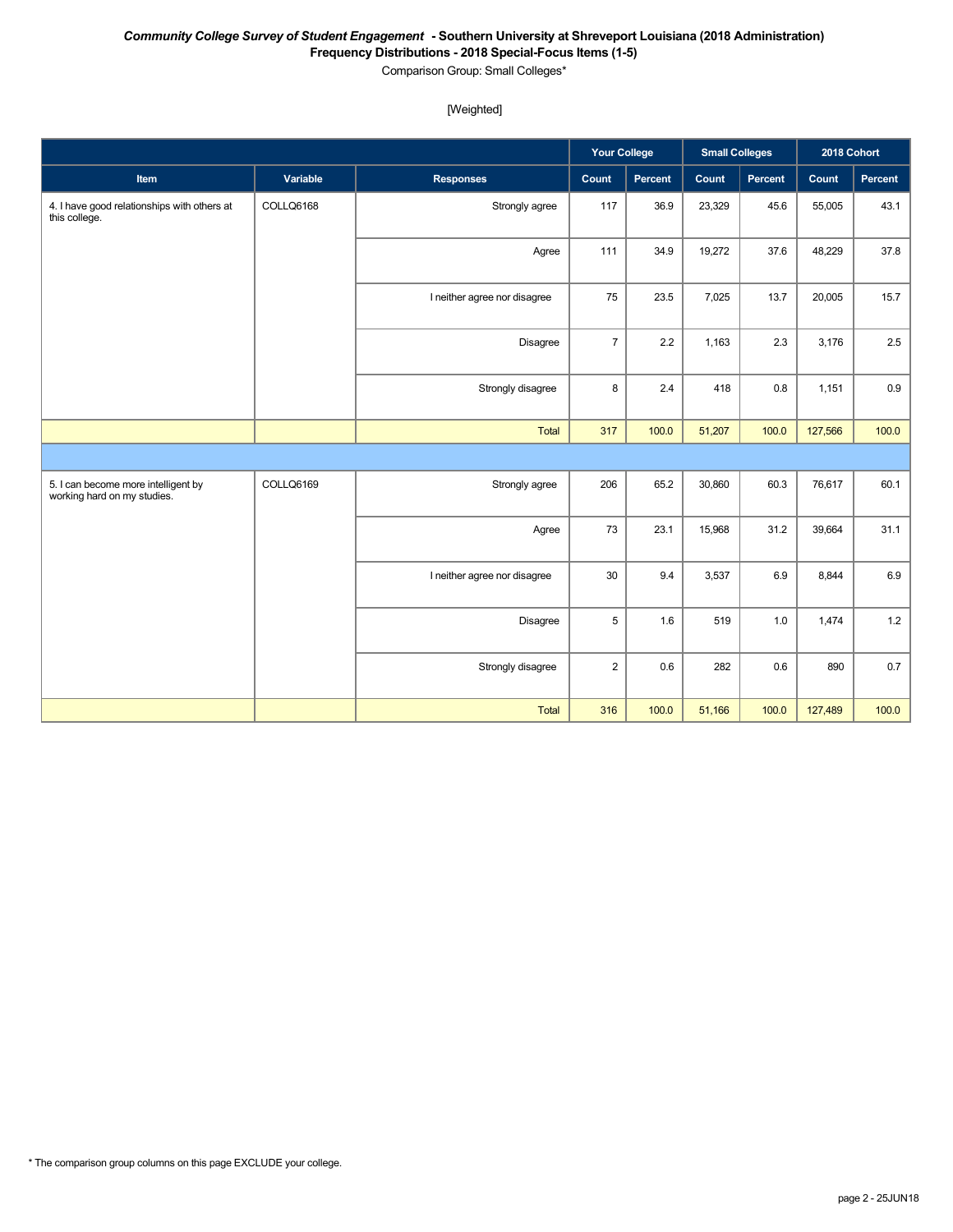***Community College Survey of Student Engagement* - Southern University at Shreveport Louisiana (2018 Administration)**

**Frequency Distributions - 2018 Special-Focus Items (1-5)**

Comparison Group: Small Colleges*

[Weighted]

| | | | Your College | | Small Colleges | | 2018 Cohort | |
|---|---|---|---|---|---|---|---|---|
| **Item** | **Variable** | **Responses** | **Count** | **Percent** | **Count** | **Percent** | **Count** | **Percent** |
| 4. I have good relationships with others at this college. | COLLQ6168 | Strongly agree | 117 | 36.9 | 23,329 | 45.6 | 55,005 | 43.1 |
| | | Agree | 111 | 34.9 | 19,272 | 37.6 | 48,229 | 37.8 |
| | | I neither agree nor disagree | 75 | 23.5 | 7,025 | 13.7 | 20,005 | 15.7 |
| | | Disagree | 7 | 2.2 | 1,163 | 2.3 | 3,176 | 2.5 |
| | | Strongly disagree | 8 | 2.4 | 418 | 0.8 | 1,151 | 0.9 |
| | | Total | 317 | 100.0 | 51,207 | 100.0 | 127,566 | 100.0 |
| | | | | | | | | |
| 5. I can become more intelligent by working hard on my studies. | COLLQ6169 | Strongly agree | 206 | 65.2 | 30,860 | 60.3 | 76,617 | 60.1 |
| | | Agree | 73 | 23.1 | 15,968 | 31.2 | 39,664 | 31.1 |
| | | I neither agree nor disagree | 30 | 9.4 | 3,537 | 6.9 | 8,844 | 6.9 |
| | | Disagree | 5 | 1.6 | 519 | 1.0 | 1,474 | 1.2 |
| | | Strongly disagree | 2 | 0.6 | 282 | 0.6 | 890 | 0.7 |
| | | Total | 316 | 100.0 | 51,166 | 100.0 | 127,489 | 100.0 |

* The comparison group columns on this page EXCLUDE your college.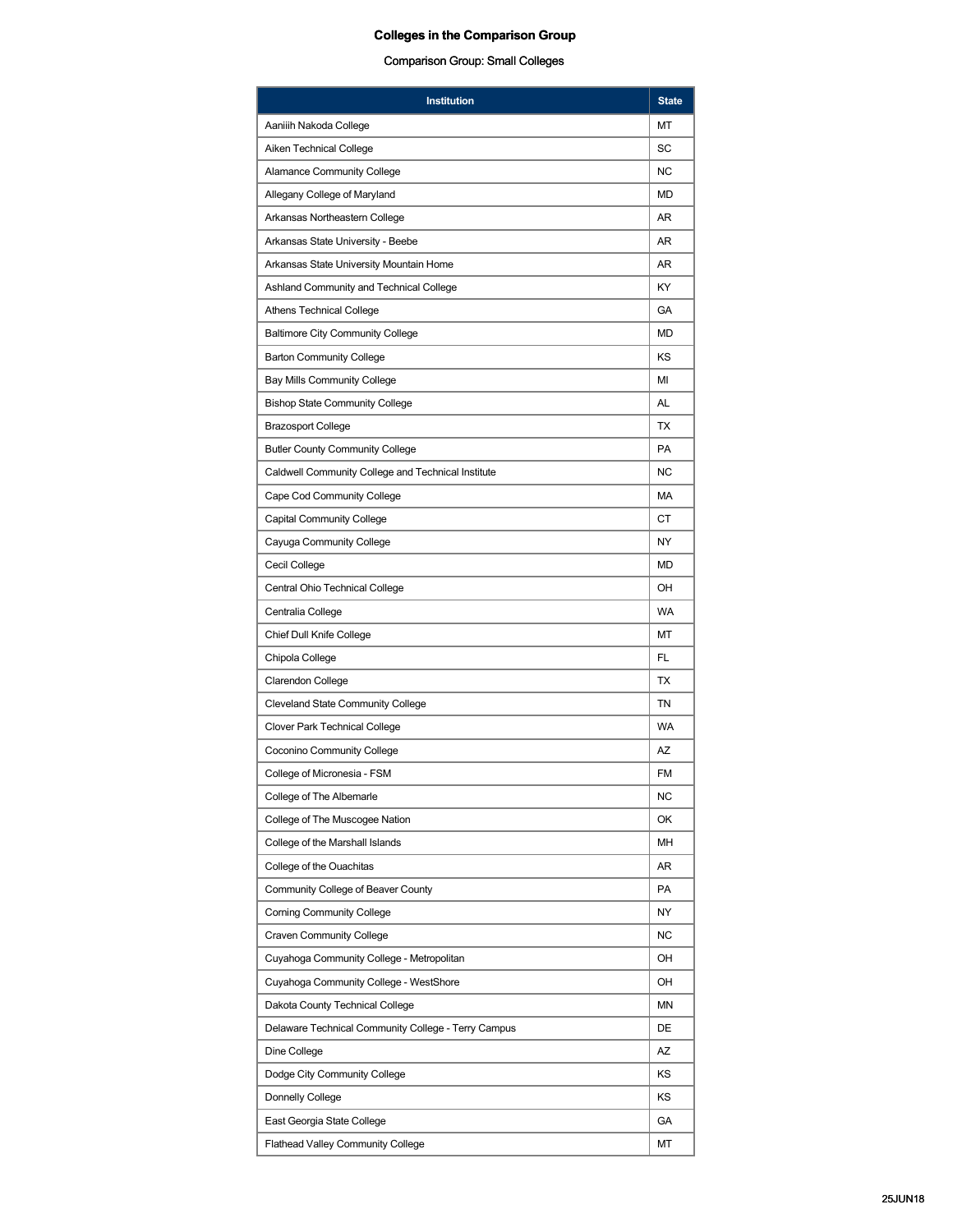# Colleges in the Comparison Group

Comparison Group: Small Colleges

| Institution | State |
|---|---|
| Aaniiih Nakoda College | MT |
| Aiken Technical College | SC |
| Alamance Community College | NC |
| Allegany College of Maryland | MD |
| Arkansas Northeastern College | AR |
| Arkansas State University - Beebe | AR |
| Arkansas State University Mountain Home | AR |
| Ashland Community and Technical College | KY |
| Athens Technical College | GA |
| Baltimore City Community College | MD |
| Barton Community College | KS |
| Bay Mills Community College | MI |
| Bishop State Community College | AL |
| Brazosport College | TX |
| Butler County Community College | PA |
| Caldwell Community College and Technical Institute | NC |
| Cape Cod Community College | MA |
| Capital Community College | CT |
| Cayuga Community College | NY |
| Cecil College | MD |
| Central Ohio Technical College | OH |
| Centralia College | WA |
| Chief Dull Knife College | MT |
| Chipola College | FL |
| Clarendon College | TX |
| Cleveland State Community College | TN |
| Clover Park Technical College | WA |
| Coconino Community College | AZ |
| College of Micronesia - FSM | FM |
| College of The Albemarle | NC |
| College of The Muscogee Nation | OK |
| College of the Marshall Islands | MH |
| College of the Ouachitas | AR |
| Community College of Beaver County | PA |
| Corning Community College | NY |
| Craven Community College | NC |
| Cuyahoga Community College - Metropolitan | OH |
| Cuyahoga Community College - WestShore | OH |
| Dakota County Technical College | MN |
| Delaware Technical Community College - Terry Campus | DE |
| Dine College | AZ |
| Dodge City Community College | KS |
| Donnelly College | KS |
| East Georgia State College | GA |
| Flathead Valley Community College | MT |

25JUN18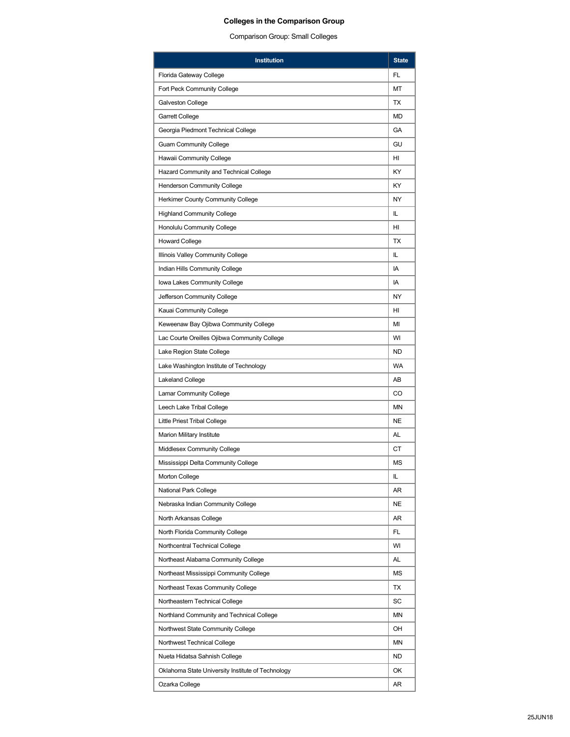# Colleges in the Comparison Group

Comparison Group: Small Colleges

| Institution | State |
| --- | --- |
| Florida Gateway College | FL |
| Fort Peck Community College | MT |
| Galveston College | TX |
| Garrett College | MD |
| Georgia Piedmont Technical College | GA |
| Guam Community College | GU |
| Hawaii Community College | HI |
| Hazard Community and Technical College | KY |
| Henderson Community College | KY |
| Herkimer County Community College | NY |
| Highland Community College | IL |
| Honolulu Community College | HI |
| Howard College | TX |
| Illinois Valley Community College | IL |
| Indian Hills Community College | IA |
| Iowa Lakes Community College | IA |
| Jefferson Community College | NY |
| Kauai Community College | HI |
| Keweenaw Bay Ojibwa Community College | MI |
| Lac Courte Oreilles Ojibwa Community College | WI |
| Lake Region State College | ND |
| Lake Washington Institute of Technology | WA |
| Lakeland College | AB |
| Lamar Community College | CO |
| Leech Lake Tribal College | MN |
| Little Priest Tribal College | NE |
| Marion Military Institute | AL |
| Middlesex Community College | CT |
| Mississippi Delta Community College | MS |
| Morton College | IL |
| National Park College | AR |
| Nebraska Indian Community College | NE |
| North Arkansas College | AR |
| North Florida Community College | FL |
| Northcentral Technical College | WI |
| Northeast Alabama Community College | AL |
| Northeast Mississippi Community College | MS |
| Northeast Texas Community College | TX |
| Northeastern Technical College | SC |
| Northland Community and Technical College | MN |
| Northwest State Community College | OH |
| Northwest Technical College | MN |
| Nueta Hidatsa Sahnish College | ND |
| Oklahoma State University Institute of Technology | OK |
| Ozarka College | AR |

25JUN18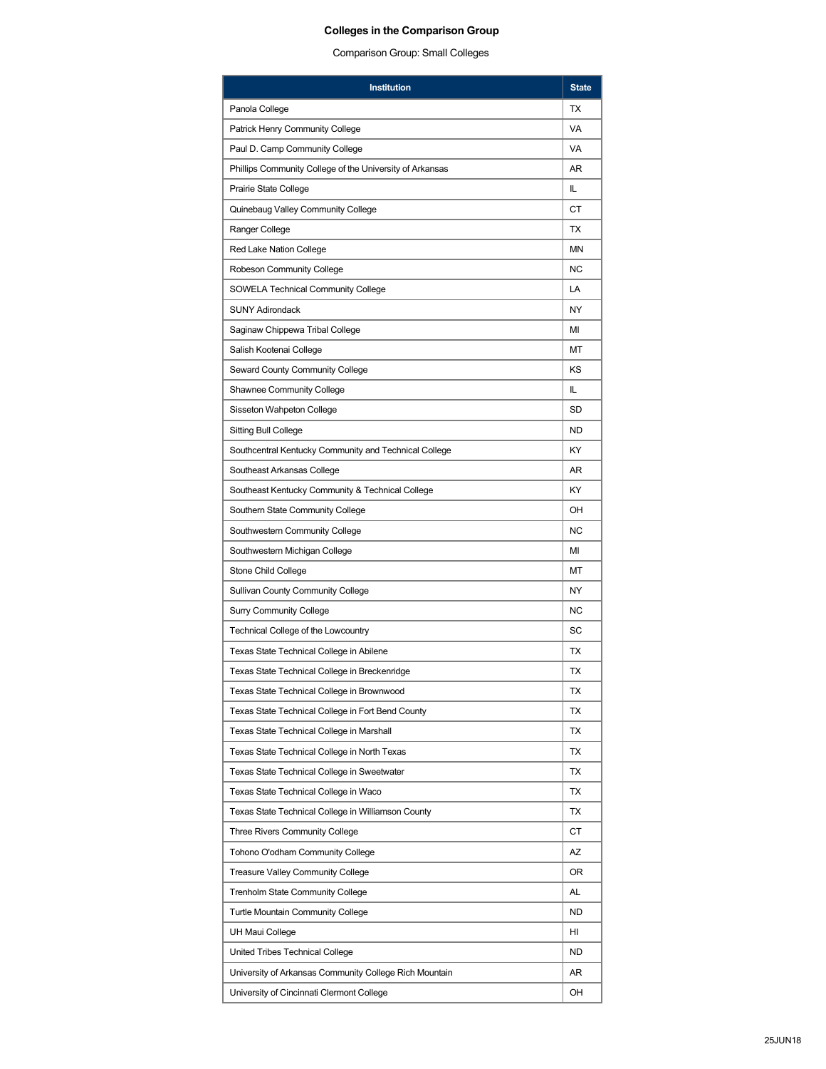## Colleges in the Comparison Group

Comparison Group: Small Colleges

| Institution | State |
|---|---|
| Panola College | TX |
| Patrick Henry Community College | VA |
| Paul D. Camp Community College | VA |
| Phillips Community College of the University of Arkansas | AR |
| Prairie State College | IL |
| Quinebaug Valley Community College | CT |
| Ranger College | TX |
| Red Lake Nation College | MN |
| Robeson Community College | NC |
| SOWELA Technical Community College | LA |
| SUNY Adirondack | NY |
| Saginaw Chippewa Tribal College | MI |
| Salish Kootenai College | MT |
| Seward County Community College | KS |
| Shawnee Community College | IL |
| Sisseton Wahpeton College | SD |
| Sitting Bull College | ND |
| Southcentral Kentucky Community and Technical College | KY |
| Southeast Arkansas College | AR |
| Southeast Kentucky Community & Technical College | KY |
| Southern State Community College | OH |
| Southwestern Community College | NC |
| Southwestern Michigan College | MI |
| Stone Child College | MT |
| Sullivan County Community College | NY |
| Surry Community College | NC |
| Technical College of the Lowcountry | SC |
| Texas State Technical College in Abilene | TX |
| Texas State Technical College in Breckenridge | TX |
| Texas State Technical College in Brownwood | TX |
| Texas State Technical College in Fort Bend County | TX |
| Texas State Technical College in Marshall | TX |
| Texas State Technical College in North Texas | TX |
| Texas State Technical College in Sweetwater | TX |
| Texas State Technical College in Waco | TX |
| Texas State Technical College in Williamson County | TX |
| Three Rivers Community College | CT |
| Tohono O'odham Community College | AZ |
| Treasure Valley Community College | OR |
| Trenholm State Community College | AL |
| Turtle Mountain Community College | ND |
| UH Maui College | HI |
| United Tribes Technical College | ND |
| University of Arkansas Community College Rich Mountain | AR |
| University of Cincinnati Clermont College | OH |

25JUN18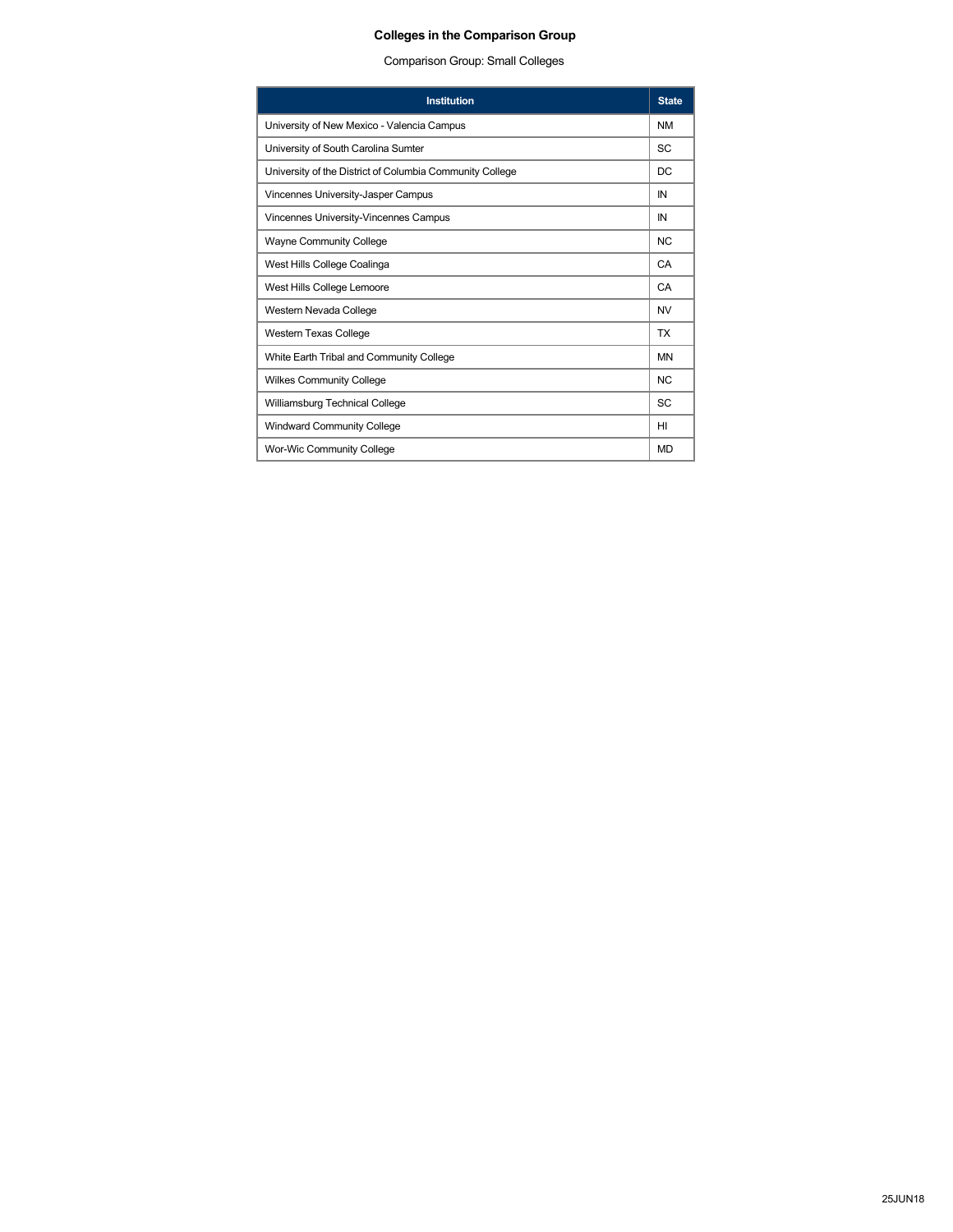## Colleges in the Comparison Group

Comparison Group: Small Colleges

| Institution | State |
|---|---|
| University of New Mexico - Valencia Campus | NM |
| University of South Carolina Sumter | SC |
| University of the District of Columbia Community College | DC |
| Vincennes University-Jasper Campus | IN |
| Vincennes University-Vincennes Campus | IN |
| Wayne Community College | NC |
| West Hills College Coalinga | CA |
| West Hills College Lemoore | CA |
| Western Nevada College | NV |
| Western Texas College | TX |
| White Earth Tribal and Community College | MN |
| Wilkes Community College | NC |
| Williamsburg Technical College | SC |
| Windward Community College | HI |
| Wor-Wic Community College | MD |

25JUN18